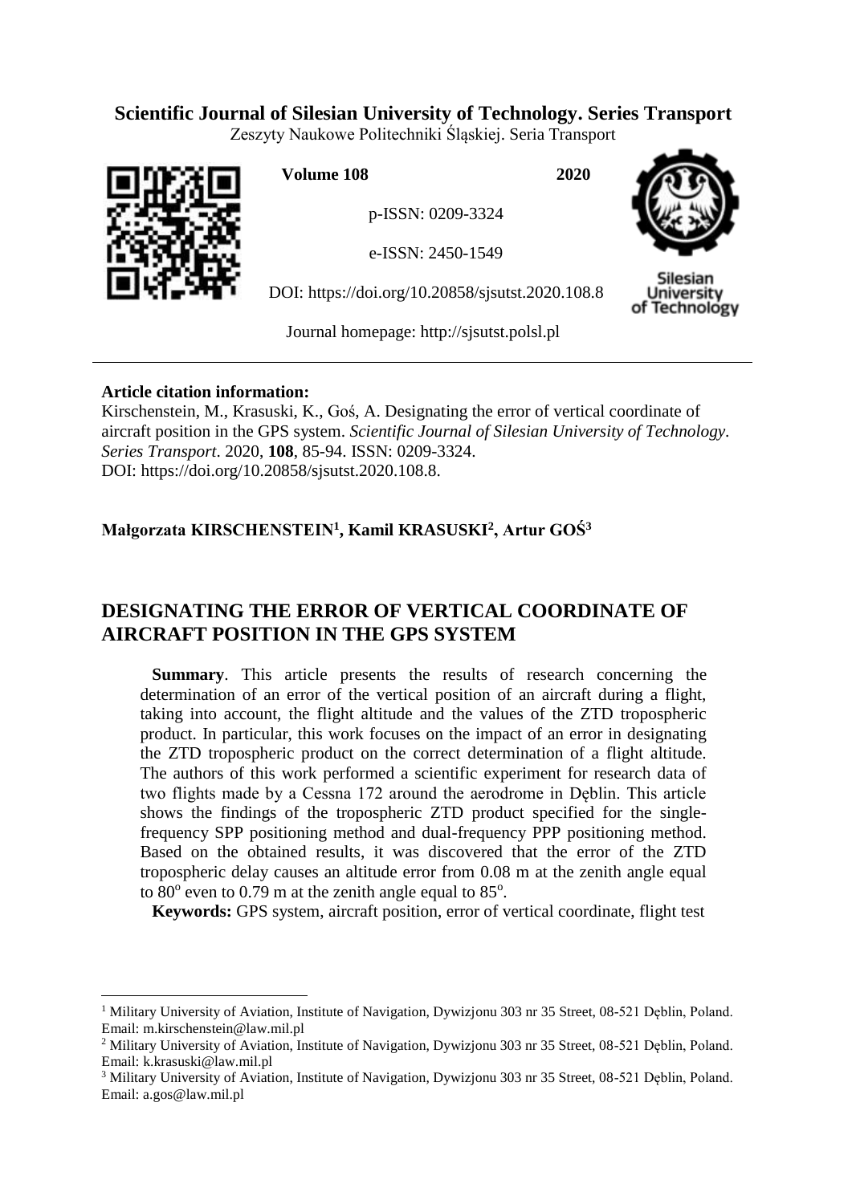**Scientific Journal of Silesian University of Technology. Series Transport**

Zeszyty Naukowe Politechniki Śląskiej. Seria Transport

**Volume 108** **2020**

p-ISSN: 0209-3324

e-ISSN: 2450-1549

DOI: https://doi.org/10.20858/sjsutst.2020.108.8

Journal homepage: http://sjsutst.polsl.pl

**Article citation information:**

Kirschenstein, M., Krasuski, K., Goś, A. Designating the error of vertical coordinate of aircraft position in the GPS system. *Scientific Journal of Silesian University of Technology. Series Transport*. 2020, **108**, 85-94. ISSN: 0209-3324.
DOI: https://doi.org/10.20858/sjsutst.2020.108.8.

**Małgorzata KIRSCHENSTEIN[1], Kamil KRASUSKI[2], Artur GOŚ[3]**

# DESIGNATING THE ERROR OF VERTICAL COORDINATE OF AIRCRAFT POSITION IN THE GPS SYSTEM

**Summary**. This article presents the results of research concerning the determination of an error of the vertical position of an aircraft during a flight, taking into account, the flight altitude and the values of the ZTD tropospheric product. In particular, this work focuses on the impact of an error in designating the ZTD tropospheric product on the correct determination of a flight altitude. The authors of this work performed a scientific experiment for research data of two flights made by a Cessna 172 around the aerodrome in Dęblin. This article shows the findings of the tropospheric ZTD product specified for the single-frequency SPP positioning method and dual-frequency PPP positioning method. Based on the obtained results, it was discovered that the error of the ZTD tropospheric delay causes an altitude error from 0.08 m at the zenith angle equal to $80^{o}$ even to 0.79 m at the zenith angle equal to $85^{o}$.

**Keywords:** GPS system, aircraft position, error of vertical coordinate, flight test

---

[1] Military University of Aviation, Institute of Navigation, Dywizjonu 303 nr 35 Street, 08-521 Dęblin, Poland. Email: m.kirschenstein@law.mil.pl

[2] Military University of Aviation, Institute of Navigation, Dywizjonu 303 nr 35 Street, 08-521 Dęblin, Poland. Email: k.krasuski@law.mil.pl

[3] Military University of Aviation, Institute of Navigation, Dywizjonu 303 nr 35 Street, 08-521 Dęblin, Poland. Email: a.gos@law.mil.pl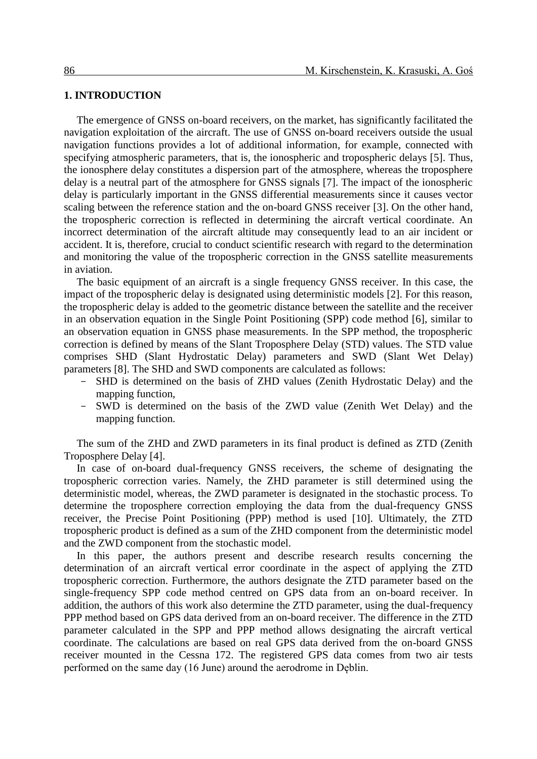## 1. INTRODUCTION

The emergence of GNSS on-board receivers, on the market, has significantly facilitated the navigation exploitation of the aircraft. The use of GNSS on-board receivers outside the usual navigation functions provides a lot of additional information, for example, connected with specifying atmospheric parameters, that is, the ionospheric and tropospheric delays [5]. Thus, the ionosphere delay constitutes a dispersion part of the atmosphere, whereas the troposphere delay is a neutral part of the atmosphere for GNSS signals [7]. The impact of the ionospheric delay is particularly important in the GNSS differential measurements since it causes vector scaling between the reference station and the on-board GNSS receiver [3]. On the other hand, the tropospheric correction is reflected in determining the aircraft vertical coordinate. An incorrect determination of the aircraft altitude may consequently lead to an air incident or accident. It is, therefore, crucial to conduct scientific research with regard to the determination and monitoring the value of the tropospheric correction in the GNSS satellite measurements in aviation.

The basic equipment of an aircraft is a single frequency GNSS receiver. In this case, the impact of the tropospheric delay is designated using deterministic models [2]. For this reason, the tropospheric delay is added to the geometric distance between the satellite and the receiver in an observation equation in the Single Point Positioning (SPP) code method [6], similar to an observation equation in GNSS phase measurements. In the SPP method, the tropospheric correction is defined by means of the Slant Troposphere Delay (STD) values. The STD value comprises SHD (Slant Hydrostatic Delay) parameters and SWD (Slant Wet Delay) parameters [8]. The SHD and SWD components are calculated as follows:

- SHD is determined on the basis of ZHD values (Zenith Hydrostatic Delay) and the mapping function,
- SWD is determined on the basis of the ZWD value (Zenith Wet Delay) and the mapping function.

The sum of the ZHD and ZWD parameters in its final product is defined as ZTD (Zenith Troposphere Delay [4].

In case of on-board dual-frequency GNSS receivers, the scheme of designating the tropospheric correction varies. Namely, the ZHD parameter is still determined using the deterministic model, whereas, the ZWD parameter is designated in the stochastic process. To determine the troposphere correction employing the data from the dual-frequency GNSS receiver, the Precise Point Positioning (PPP) method is used [10]. Ultimately, the ZTD tropospheric product is defined as a sum of the ZHD component from the deterministic model and the ZWD component from the stochastic model.

In this paper, the authors present and describe research results concerning the determination of an aircraft vertical error coordinate in the aspect of applying the ZTD tropospheric correction. Furthermore, the authors designate the ZTD parameter based on the single-frequency SPP code method centred on GPS data from an on-board receiver. In addition, the authors of this work also determine the ZTD parameter, using the dual-frequency PPP method based on GPS data derived from an on-board receiver. The difference in the ZTD parameter calculated in the SPP and PPP method allows designating the aircraft vertical coordinate. The calculations are based on real GPS data derived from the on-board GNSS receiver mounted in the Cessna 172. The registered GPS data comes from two air tests performed on the same day (16 June) around the aerodrome in Dęblin.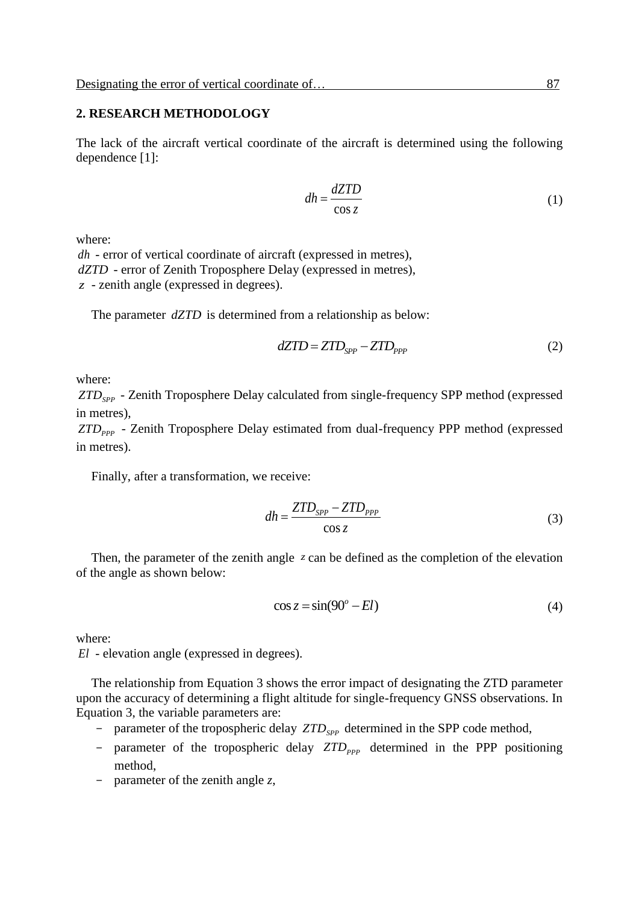## 2. RESEARCH METHODOLOGY

The lack of the aircraft vertical coordinate of the aircraft is determined using the following dependence [1]:

$$dh = \frac{dZTD}{\cos z} \tag{1}$$

where:

$dh$ - error of vertical coordinate of aircraft (expressed in metres),
$dZTD$ - error of Zenith Troposphere Delay (expressed in metres),
$z$ - zenith angle (expressed in degrees).

The parameter $dZTD$ is determined from a relationship as below:

$$dZTD = ZTD_{SPP} - ZTD_{PPP} \tag{2}$$

where:

$ZTD_{SPP}$ - Zenith Troposphere Delay calculated from single-frequency SPP method (expressed in metres),
$ZTD_{PPP}$ - Zenith Troposphere Delay estimated from dual-frequency PPP method (expressed in metres).

Finally, after a transformation, we receive:

$$dh = \frac{ZTD_{SPP} - ZTD_{PPP}}{\cos z} \tag{3}$$

Then, the parameter of the zenith angle $z$ can be defined as the completion of the elevation of the angle as shown below:

$$\cos z = \sin(90^{o} - El) \tag{4}$$

where:

$El$ - elevation angle (expressed in degrees).

The relationship from Equation 3 shows the error impact of designating the ZTD parameter upon the accuracy of determining a flight altitude for single-frequency GNSS observations. In Equation 3, the variable parameters are:

- parameter of the tropospheric delay $ZTD_{SPP}$ determined in the SPP code method,
- parameter of the tropospheric delay $ZTD_{PPP}$ determined in the PPP positioning method,
- parameter of the zenith angle *z*,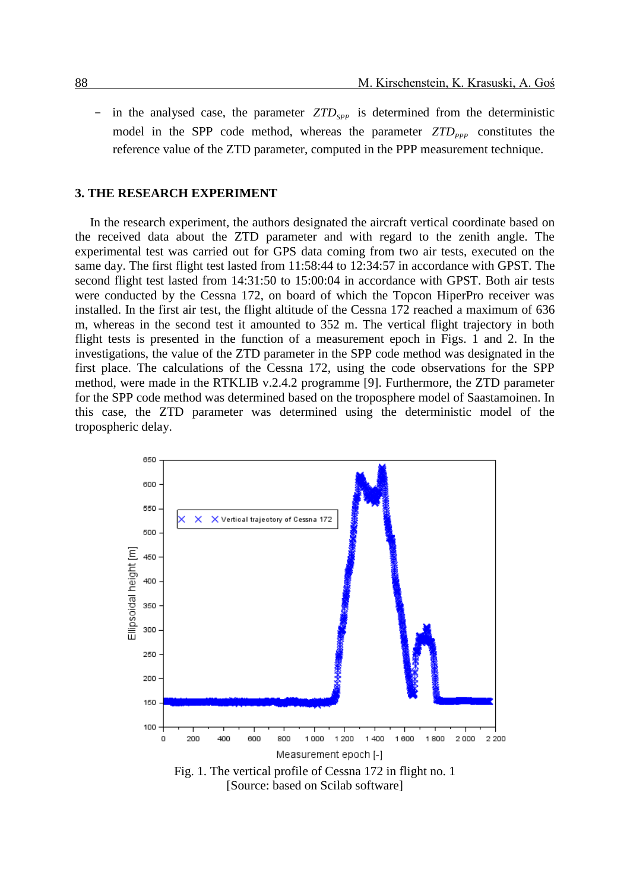- in the analysed case, the parameter $ZTD_{SPP}$ is determined from the deterministic model in the SPP code method, whereas the parameter $ZTD_{PPP}$ constitutes the reference value of the ZTD parameter, computed in the PPP measurement technique.

## 3. THE RESEARCH EXPERIMENT

In the research experiment, the authors designated the aircraft vertical coordinate based on the received data about the ZTD parameter and with regard to the zenith angle. The experimental test was carried out for GPS data coming from two air tests, executed on the same day. The first flight test lasted from 11:58:44 to 12:34:57 in accordance with GPST. The second flight test lasted from 14:31:50 to 15:00:04 in accordance with GPST. Both air tests were conducted by the Cessna 172, on board of which the Topcon HiperPro receiver was installed. In the first air test, the flight altitude of the Cessna 172 reached a maximum of 636 m, whereas in the second test it amounted to 352 m. The vertical flight trajectory in both flight tests is presented in the function of a measurement epoch in Figs. 1 and 2. In the investigations, the value of the ZTD parameter in the SPP code method was designated in the first place. The calculations of the Cessna 172, using the code observations for the SPP method, were made in the RTKLIB v.2.4.2 programme [9]. Furthermore, the ZTD parameter for the SPP code method was determined based on the troposphere model of Saastamoinen. In this case, the ZTD parameter was determined using the deterministic model of the tropospheric delay.

Fig. 1. The vertical profile of Cessna 172 in flight no. 1
[Source: based on Scilab software]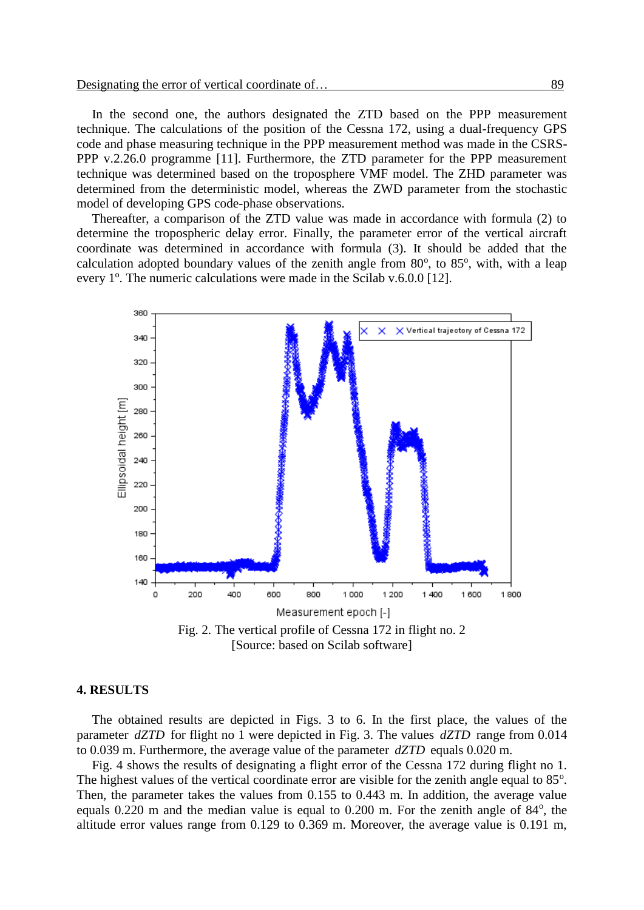In the second one, the authors designated the ZTD based on the PPP measurement technique. The calculations of the position of the Cessna 172, using a dual-frequency GPS code and phase measuring technique in the PPP measurement method was made in the CSRS-PPP v.2.26.0 programme [11]. Furthermore, the ZTD parameter for the PPP measurement technique was determined based on the troposphere VMF model. The ZHD parameter was determined from the deterministic model, whereas the ZWD parameter from the stochastic model of developing GPS code-phase observations.

Thereafter, a comparison of the ZTD value was made in accordance with formula (2) to determine the tropospheric delay error. Finally, the parameter error of the vertical aircraft coordinate was determined in accordance with formula (3). It should be added that the calculation adopted boundary values of the zenith angle from 80°, to 85°, with, with a leap every 1°. The numeric calculations were made in the Scilab v.6.0.0 [12].

Fig. 2. The vertical profile of Cessna 172 in flight no. 2
[Source: based on Scilab software]

## 4. RESULTS

The obtained results are depicted in Figs. 3 to 6. In the first place, the values of the parameter *dZTD* for flight no 1 were depicted in Fig. 3. The values *dZTD* range from 0.014 to 0.039 m. Furthermore, the average value of the parameter *dZTD* equals 0.020 m.

Fig. 4 shows the results of designating a flight error of the Cessna 172 during flight no 1. The highest values of the vertical coordinate error are visible for the zenith angle equal to 85°. Then, the parameter takes the values from 0.155 to 0.443 m. In addition, the average value equals 0.220 m and the median value is equal to 0.200 m. For the zenith angle of 84°, the altitude error values range from 0.129 to 0.369 m. Moreover, the average value is 0.191 m,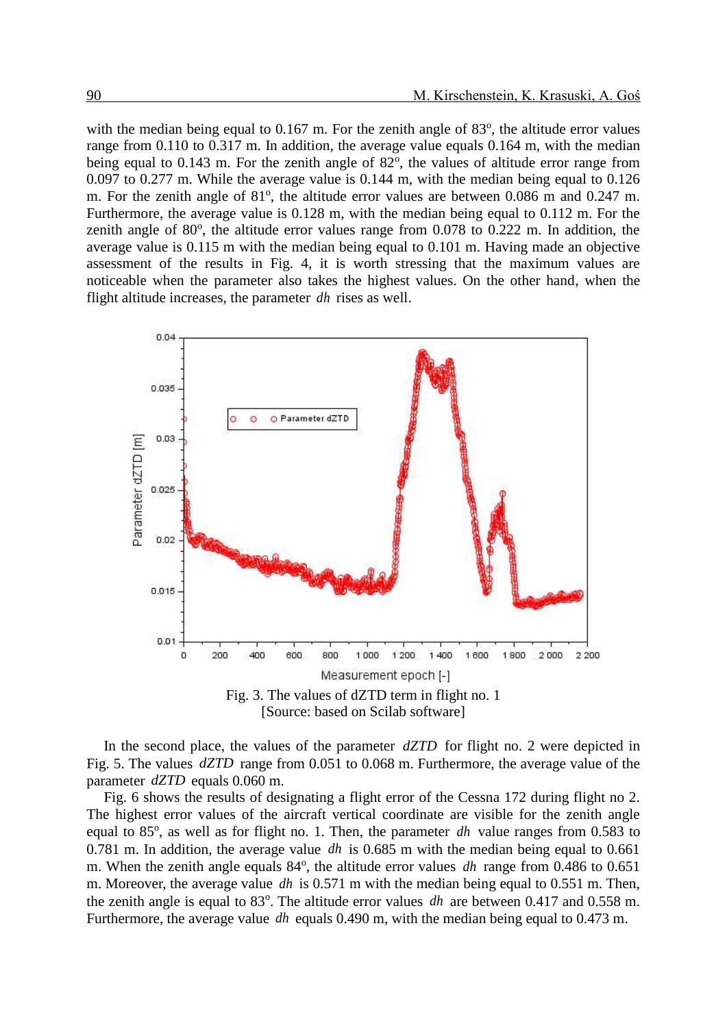with the median being equal to 0.167 m. For the zenith angle of 83°, the altitude error values range from 0.110 to 0.317 m. In addition, the average value equals 0.164 m, with the median being equal to 0.143 m. For the zenith angle of 82°, the values of altitude error range from 0.097 to 0.277 m. While the average value is 0.144 m, with the median being equal to 0.126 m. For the zenith angle of 81°, the altitude error values are between 0.086 m and 0.247 m. Furthermore, the average value is 0.128 m, with the median being equal to 0.112 m. For the zenith angle of 80°, the altitude error values range from 0.078 to 0.222 m. In addition, the average value is 0.115 m with the median being equal to 0.101 m. Having made an objective assessment of the results in Fig. 4, it is worth stressing that the maximum values are noticeable when the parameter also takes the highest values. On the other hand, when the flight altitude increases, the parameter $dh$ rises as well.

Fig. 3. The values of dZTD term in flight no. 1
[Source: based on Scilab software]

In the second place, the values of the parameter $dZTD$ for flight no. 2 were depicted in Fig. 5. The values $dZTD$ range from 0.051 to 0.068 m. Furthermore, the average value of the parameter $dZTD$ equals 0.060 m.

Fig. 6 shows the results of designating a flight error of the Cessna 172 during flight no 2. The highest error values of the aircraft vertical coordinate are visible for the zenith angle equal to 85°, as well as for flight no. 1. Then, the parameter $dh$ value ranges from 0.583 to 0.781 m. In addition, the average value $dh$ is 0.685 m with the median being equal to 0.661 m. When the zenith angle equals 84°, the altitude error values $dh$ range from 0.486 to 0.651 m. Moreover, the average value $dh$ is 0.571 m with the median being equal to 0.551 m. Then, the zenith angle is equal to 83°. The altitude error values $dh$ are between 0.417 and 0.558 m. Furthermore, the average value $dh$ equals 0.490 m, with the median being equal to 0.473 m.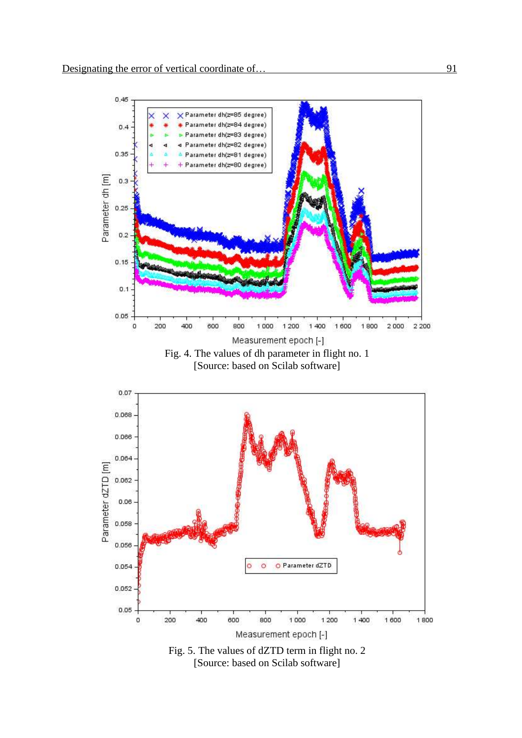Fig. 4. The values of dh parameter in flight no. 1
[Source: based on Scilab software]

Fig. 5. The values of dZTD term in flight no. 2
[Source: based on Scilab software]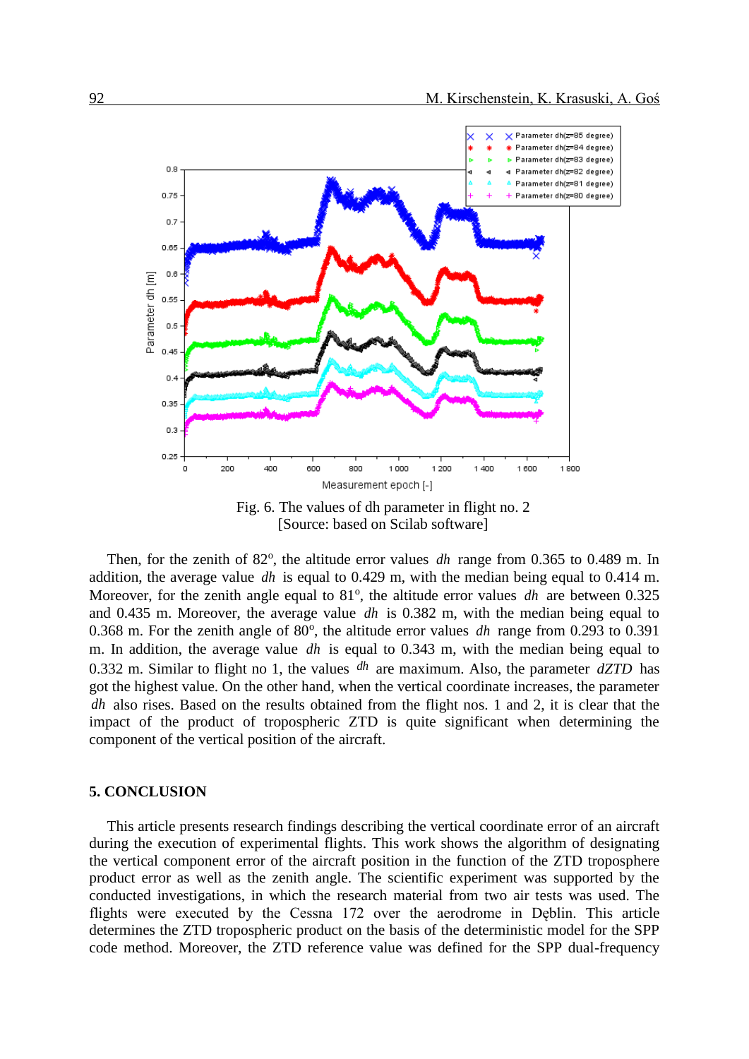Fig. 6. The values of dh parameter in flight no. 2  
[Source: based on Scilab software]

Then, for the zenith of 82°, the altitude error values *dh* range from 0.365 to 0.489 m. In addition, the average value *dh* is equal to 0.429 m, with the median being equal to 0.414 m. Moreover, for the zenith angle equal to 81°, the altitude error values *dh* are between 0.325 and 0.435 m. Moreover, the average value *dh* is 0.382 m, with the median being equal to 0.368 m. For the zenith angle of 80°, the altitude error values *dh* range from 0.293 to 0.391 m. In addition, the average value *dh* is equal to 0.343 m, with the median being equal to 0.332 m. Similar to flight no 1, the values *dh* are maximum. Also, the parameter *dZTD* has got the highest value. On the other hand, when the vertical coordinate increases, the parameter *dh* also rises. Based on the results obtained from the flight nos. 1 and 2, it is clear that the impact of the product of tropospheric ZTD is quite significant when determining the component of the vertical position of the aircraft.

## 5. CONCLUSION

This article presents research findings describing the vertical coordinate error of an aircraft during the execution of experimental flights. This work shows the algorithm of designating the vertical component error of the aircraft position in the function of the ZTD troposphere product error as well as the zenith angle. The scientific experiment was supported by the conducted investigations, in which the research material from two air tests was used. The flights were executed by the Cessna 172 over the aerodrome in Dęblin. This article determines the ZTD tropospheric product on the basis of the deterministic model for the SPP code method. Moreover, the ZTD reference value was defined for the SPP dual-frequency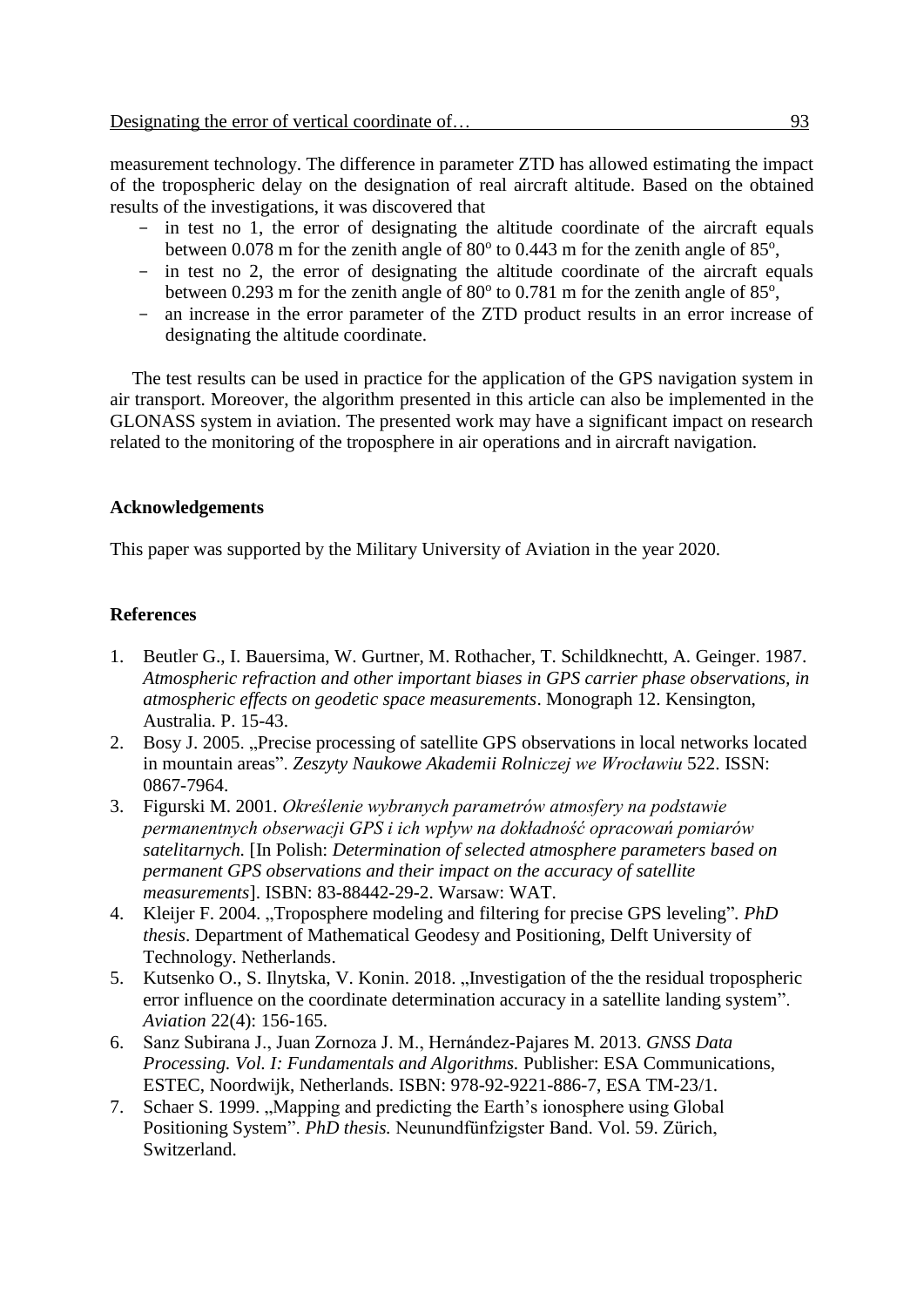measurement technology. The difference in parameter ZTD has allowed estimating the impact of the tropospheric delay on the designation of real aircraft altitude. Based on the obtained results of the investigations, it was discovered that

- in test no 1, the error of designating the altitude coordinate of the aircraft equals between 0.078 m for the zenith angle of 80$^o$ to 0.443 m for the zenith angle of 85$^o$,
- in test no 2, the error of designating the altitude coordinate of the aircraft equals between 0.293 m for the zenith angle of 80$^o$ to 0.781 m for the zenith angle of 85$^o$,
- an increase in the error parameter of the ZTD product results in an error increase of designating the altitude coordinate.

The test results can be used in practice for the application of the GPS navigation system in air transport. Moreover, the algorithm presented in this article can also be implemented in the GLONASS system in aviation. The presented work may have a significant impact on research related to the monitoring of the troposphere in air operations and in aircraft navigation.

**Acknowledgements**

This paper was supported by the Military University of Aviation in the year 2020.

**References**

1. Beutler G., I. Bauersima, W. Gurtner, M. Rothacher, T. Schildknechtt, A. Geinger. 1987. *Atmospheric refraction and other important biases in GPS carrier phase observations, in atmospheric effects on geodetic space measurements*. Monograph 12. Kensington, Australia. P. 15-43.
2. Bosy J. 2005. „Precise processing of satellite GPS observations in local networks located in mountain areas". *Zeszyty Naukowe Akademii Rolniczej we Wrocławiu* 522. ISSN: 0867-7964.
3. Figurski M. 2001. *Określenie wybranych parametrów atmosfery na podstawie permanentnych obserwacji GPS i ich wpływ na dokładność opracowań pomiarów satelitarnych.* [In Polish: *Determination of selected atmosphere parameters based on permanent GPS observations and their impact on the accuracy of satellite measurements*]. ISBN: 83-88442-29-2. Warsaw: WAT.
4. Kleijer F. 2004. „Troposphere modeling and filtering for precise GPS leveling". *PhD thesis*. Department of Mathematical Geodesy and Positioning, Delft University of Technology. Netherlands.
5. Kutsenko O., S. Ilnytska, V. Konin. 2018. „Investigation of the the residual tropospheric error influence on the coordinate determination accuracy in a satellite landing system". *Aviation* 22(4): 156-165.
6. Sanz Subirana J., Juan Zornoza J. M., Hernández-Pajares M. 2013. *GNSS Data Processing. Vol. I: Fundamentals and Algorithms.* Publisher: ESA Communications, ESTEC, Noordwijk, Netherlands. ISBN: 978-92-9221-886-7, ESA TM-23/1.
7. Schaer S. 1999. „Mapping and predicting the Earth's ionosphere using Global Positioning System". *PhD thesis.* Neunundfünfzigster Band. Vol. 59. Zürich, Switzerland.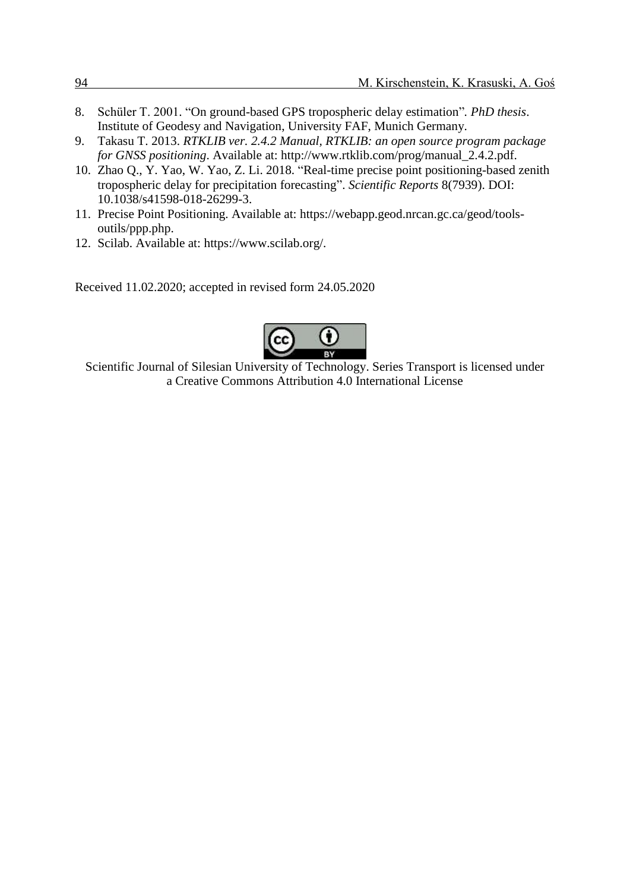8. Schüler T. 2001. "On ground-based GPS tropospheric delay estimation". *PhD thesis*. Institute of Geodesy and Navigation, University FAF, Munich Germany.
9. Takasu T. 2013. *RTKLIB ver. 2.4.2 Manual, RTKLIB: an open source program package for GNSS positioning*. Available at: http://www.rtklib.com/prog/manual_2.4.2.pdf.
10. Zhao Q., Y. Yao, W. Yao, Z. Li. 2018. "Real-time precise point positioning-based zenith tropospheric delay for precipitation forecasting". *Scientific Reports* 8(7939). DOI: 10.1038/s41598-018-26299-3.
11. Precise Point Positioning. Available at: https://webapp.geod.nrcan.gc.ca/geod/tools-outils/ppp.php.
12. Scilab. Available at: https://www.scilab.org/.

Received 11.02.2020; accepted in revised form 24.05.2020

Scientific Journal of Silesian University of Technology. Series Transport is licensed under a Creative Commons Attribution 4.0 International License